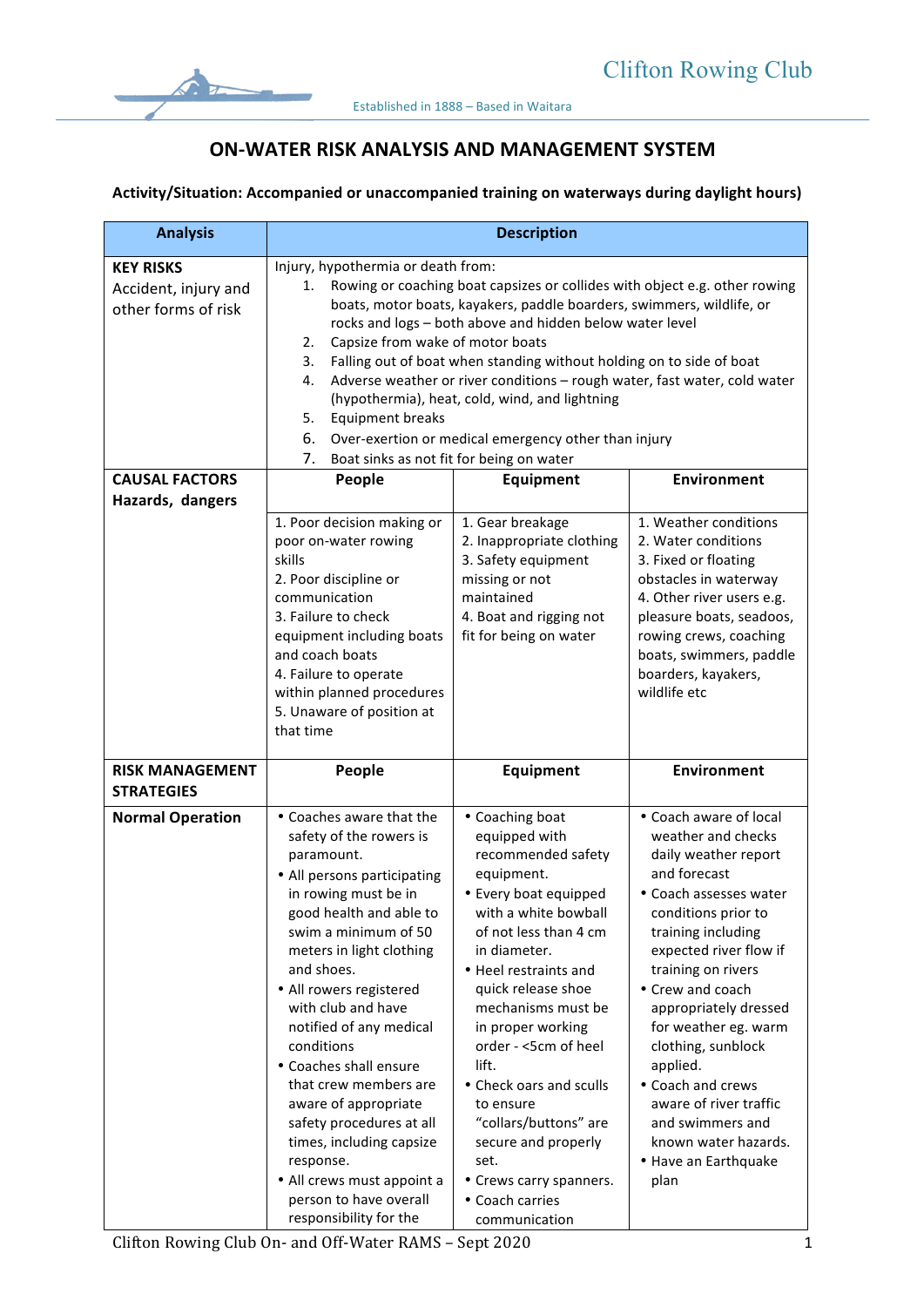Clifton Rowing Club

Established in 1888 – Based in Waitara

# ON-WATER RISK ANALYSIS AND MANAGEMENT SYSTEM

**Activity/Situation: Accompanied or unaccompanied training on waterways during daylight hours)**

| Analysis | Description | | |
|---|---|---|---|
| **KEY RISKS**<br>Accident, injury and other forms of risk | Injury, hypothermia or death from:<br>1. Rowing or coaching boat capsizes or collides with object e.g. other rowing boats, motor boats, kayakers, paddle boarders, swimmers, wildlife, or rocks and logs – both above and hidden below water level<br>2. Capsize from wake of motor boats<br>3. Falling out of boat when standing without holding on to side of boat<br>4. Adverse weather or river conditions – rough water, fast water, cold water (hypothermia), heat, cold, wind, and lightning<br>5. Equipment breaks<br>6. Over-exertion or medical emergency other than injury<br>7. Boat sinks as not fit for being on water | | |
| **CAUSAL FACTORS**<br>**Hazards, dangers** | **People** | **Equipment** | **Environment** |
| | 1. Poor decision making or poor on-water rowing skills<br>2. Poor discipline or communication<br>3. Failure to check equipment including boats and coach boats<br>4. Failure to operate within planned procedures<br>5. Unaware of position at that time | 1. Gear breakage<br>2. Inappropriate clothing<br>3. Safety equipment missing or not maintained<br>4. Boat and rigging not fit for being on water | 1. Weather conditions<br>2. Water conditions<br>3. Fixed or floating obstacles in waterway<br>4. Other river users e.g. pleasure boats, seadoos, rowing crews, coaching boats, swimmers, paddle boarders, kayakers, wildlife etc |
| **RISK MANAGEMENT STRATEGIES** | **People** | **Equipment** | **Environment** |
| **Normal Operation** | • Coaches aware that the safety of the rowers is paramount.<br>• All persons participating in rowing must be in good health and able to swim a minimum of 50 meters in light clothing and shoes.<br>• All rowers registered with club and have notified of any medical conditions<br>• Coaches shall ensure that crew members are aware of appropriate safety procedures at all times, including capsize response.<br>• All crews must appoint a person to have overall responsibility for the | • Coaching boat equipped with recommended safety equipment.<br>• Every boat equipped with a white bowball of not less than 4 cm in diameter.<br>• Heel restraints and quick release shoe mechanisms must be in proper working order - <5cm of heel lift.<br>• Check oars and sculls to ensure "collars/buttons" are secure and properly set.<br>• Crews carry spanners.<br>• Coach carries communication | • Coach aware of local weather and checks daily weather report and forecast<br>• Coach assesses water conditions prior to training including expected river flow if training on rivers<br>• Crew and coach appropriately dressed for weather eg. warm clothing, sunblock applied.<br>• Coach and crews aware of river traffic and swimmers and known water hazards.<br>• Have an Earthquake plan |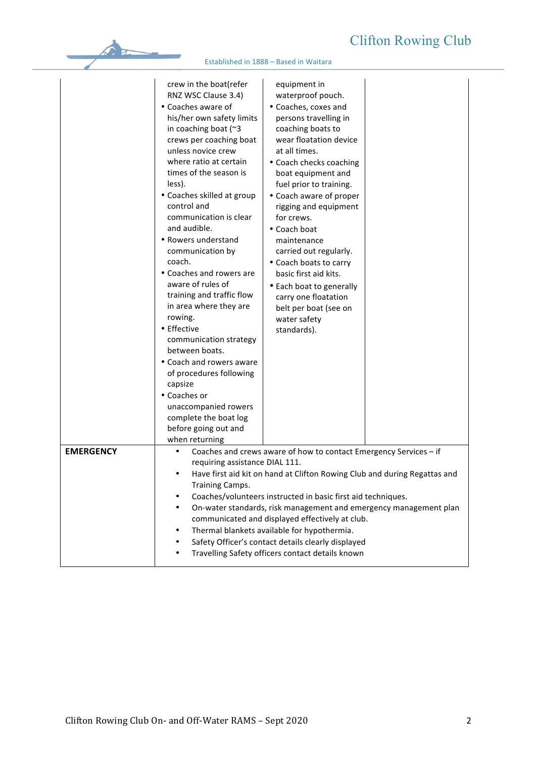| | | | |
|---|---|---|---|
| | crew in the boat(refer RNZ WSC Clause 3.4)<br>• Coaches aware of his/her own safety limits in coaching boat (~3 crews per coaching boat unless novice crew where ratio at certain times of the season is less).<br>• Coaches skilled at group control and communication is clear and audible.<br>• Rowers understand communication by coach.<br>• Coaches and rowers are aware of rules of training and traffic flow in area where they are rowing.<br>• Effective communication strategy between boats.<br>• Coach and rowers aware of procedures following capsize<br>• Coaches or unaccompanied rowers complete the boat log before going out and when returning | equipment in waterproof pouch.<br>• Coaches, coxes and persons travelling in coaching boats to wear floatation device at all times.<br>• Coach checks coaching boat equipment and fuel prior to training.<br>• Coach aware of proper rigging and equipment for crews.<br>• Coach boat maintenance carried out regularly.<br>• Coach boats to carry basic first aid kits.<br>• Each boat to generally carry one floatation belt per boat (see on water safety standards). | |
| **EMERGENCY** | • Coaches and crews aware of how to contact Emergency Services – if requiring assistance DIAL 111.<br>• Have first aid kit on hand at Clifton Rowing Club and during Regattas and Training Camps.<br>• Coaches/volunteers instructed in basic first aid techniques.<br>• On-water standards, risk management and emergency management plan communicated and displayed effectively at club.<br>• Thermal blankets available for hypothermia.<br>• Safety Officer's contact details clearly displayed<br>• Travelling Safety officers contact details known | | |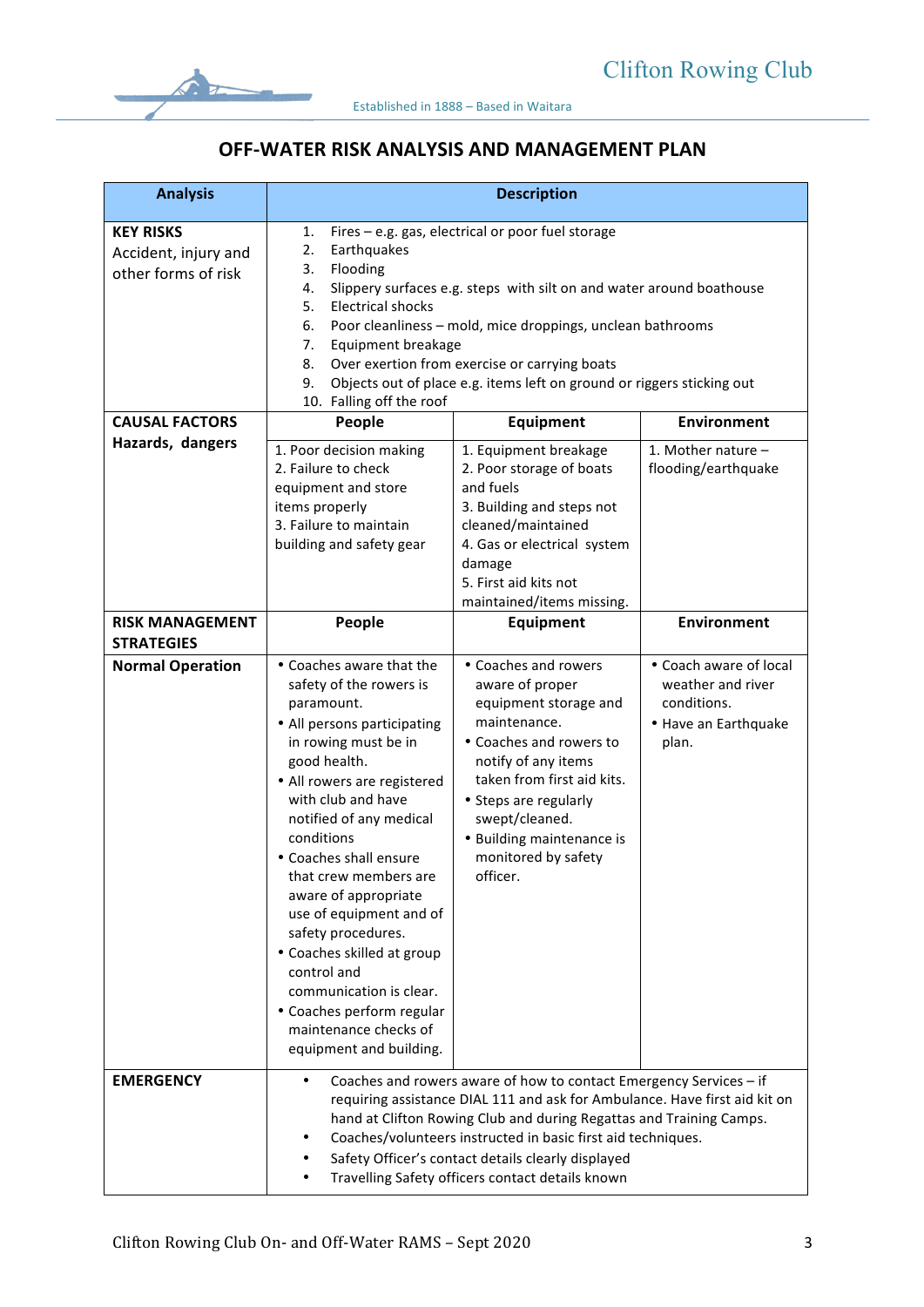# OFF-WATER RISK ANALYSIS AND MANAGEMENT PLAN

| Analysis | Description | | |
|---|---|---|---|
| **KEY RISKS** Accident, injury and other forms of risk | 1. Fires – e.g. gas, electrical or poor fuel storage<br>2. Earthquakes<br>3. Flooding<br>4. Slippery surfaces e.g. steps with silt on and water around boathouse<br>5. Electrical shocks<br>6. Poor cleanliness – mold, mice droppings, unclean bathrooms<br>7. Equipment breakage<br>8. Over exertion from exercise or carrying boats<br>9. Objects out of place e.g. items left on ground or riggers sticking out<br>10. Falling off the roof | | |
| **CAUSAL FACTORS Hazards, dangers** | **People** | **Equipment** | **Environment** |
| | 1. Poor decision making<br>2. Failure to check equipment and store items properly<br>3. Failure to maintain building and safety gear | 1. Equipment breakage<br>2. Poor storage of boats and fuels<br>3. Building and steps not cleaned/maintained<br>4. Gas or electrical system damage<br>5. First aid kits not maintained/items missing. | 1. Mother nature – flooding/earthquake |
| **RISK MANAGEMENT STRATEGIES** | **People** | **Equipment** | **Environment** |
| **Normal Operation** | • Coaches aware that the safety of the rowers is paramount.<br>• All persons participating in rowing must be in good health.<br>• All rowers are registered with club and have notified of any medical conditions<br>• Coaches shall ensure that crew members are aware of appropriate use of equipment and of safety procedures.<br>• Coaches skilled at group control and communication is clear.<br>• Coaches perform regular maintenance checks of equipment and building. | • Coaches and rowers aware of proper equipment storage and maintenance.<br>• Coaches and rowers to notify of any items taken from first aid kits.<br>• Steps are regularly swept/cleaned.<br>• Building maintenance is monitored by safety officer. | • Coach aware of local weather and river conditions.<br>• Have an Earthquake plan. |
| **EMERGENCY** | • Coaches and rowers aware of how to contact Emergency Services – if requiring assistance DIAL 111 and ask for Ambulance. Have first aid kit on hand at Clifton Rowing Club and during Regattas and Training Camps.<br>• Coaches/volunteers instructed in basic first aid techniques.<br>• Safety Officer's contact details clearly displayed<br>• Travelling Safety officers contact details known | | |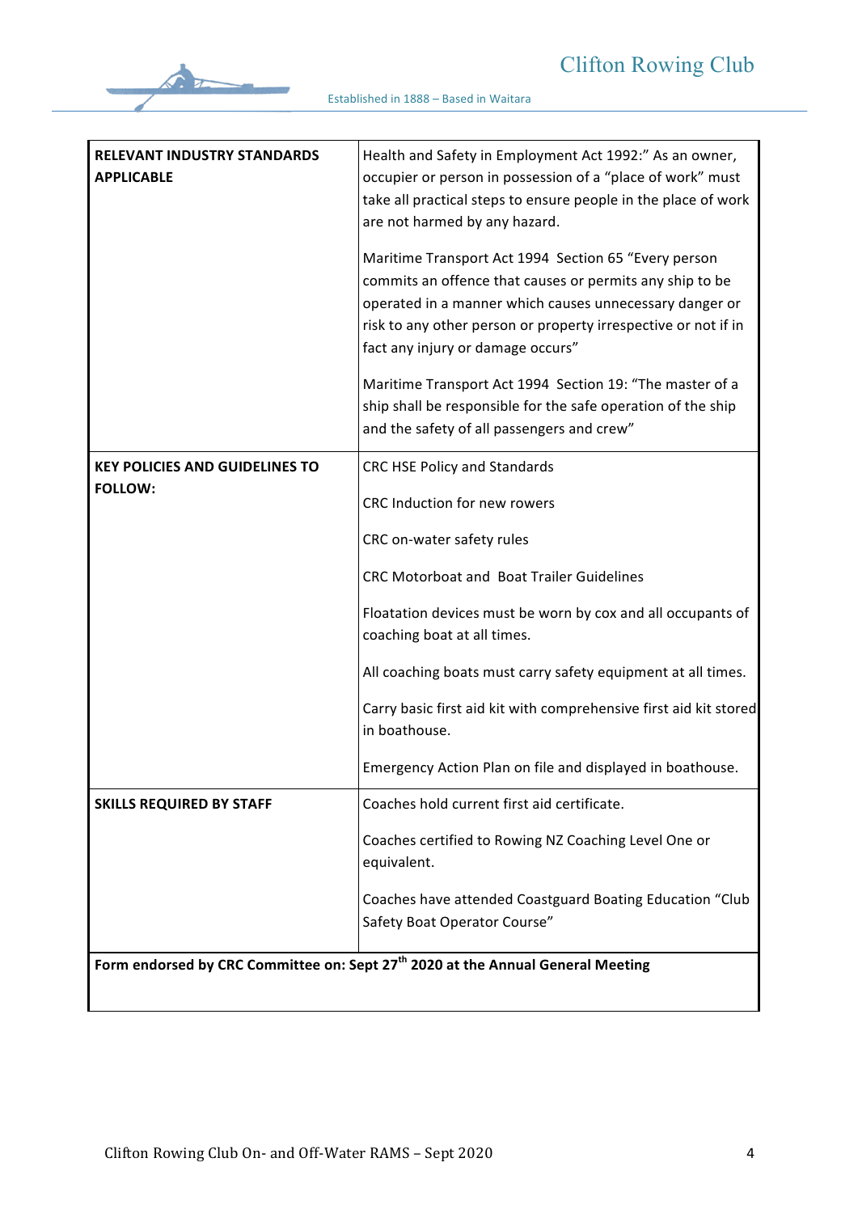| | |
|---|---|
| **RELEVANT INDUSTRY STANDARDS APPLICABLE** | Health and Safety in Employment Act 1992:" As an owner, occupier or person in possession of a "place of work" must take all practical steps to ensure people in the place of work are not harmed by any hazard.<br><br>Maritime Transport Act 1994 Section 65 "Every person commits an offence that causes or permits any ship to be operated in a manner which causes unnecessary danger or risk to any other person or property irrespective or not if in fact any injury or damage occurs"<br><br>Maritime Transport Act 1994 Section 19: "The master of a ship shall be responsible for the safe operation of the ship and the safety of all passengers and crew" |
| **KEY POLICIES AND GUIDELINES TO FOLLOW:** | CRC HSE Policy and Standards<br><br>CRC Induction for new rowers<br><br>CRC on-water safety rules<br><br>CRC Motorboat and Boat Trailer Guidelines<br><br>Floatation devices must be worn by cox and all occupants of coaching boat at all times.<br><br>All coaching boats must carry safety equipment at all times.<br><br>Carry basic first aid kit with comprehensive first aid kit stored in boathouse.<br><br>Emergency Action Plan on file and displayed in boathouse. |
| **SKILLS REQUIRED BY STAFF** | Coaches hold current first aid certificate.<br><br>Coaches certified to Rowing NZ Coaching Level One or equivalent.<br><br>Coaches have attended Coastguard Boating Education "Club Safety Boat Operator Course" |
| **Form endorsed by CRC Committee on: Sept 27th 2020 at the Annual General Meeting** | |